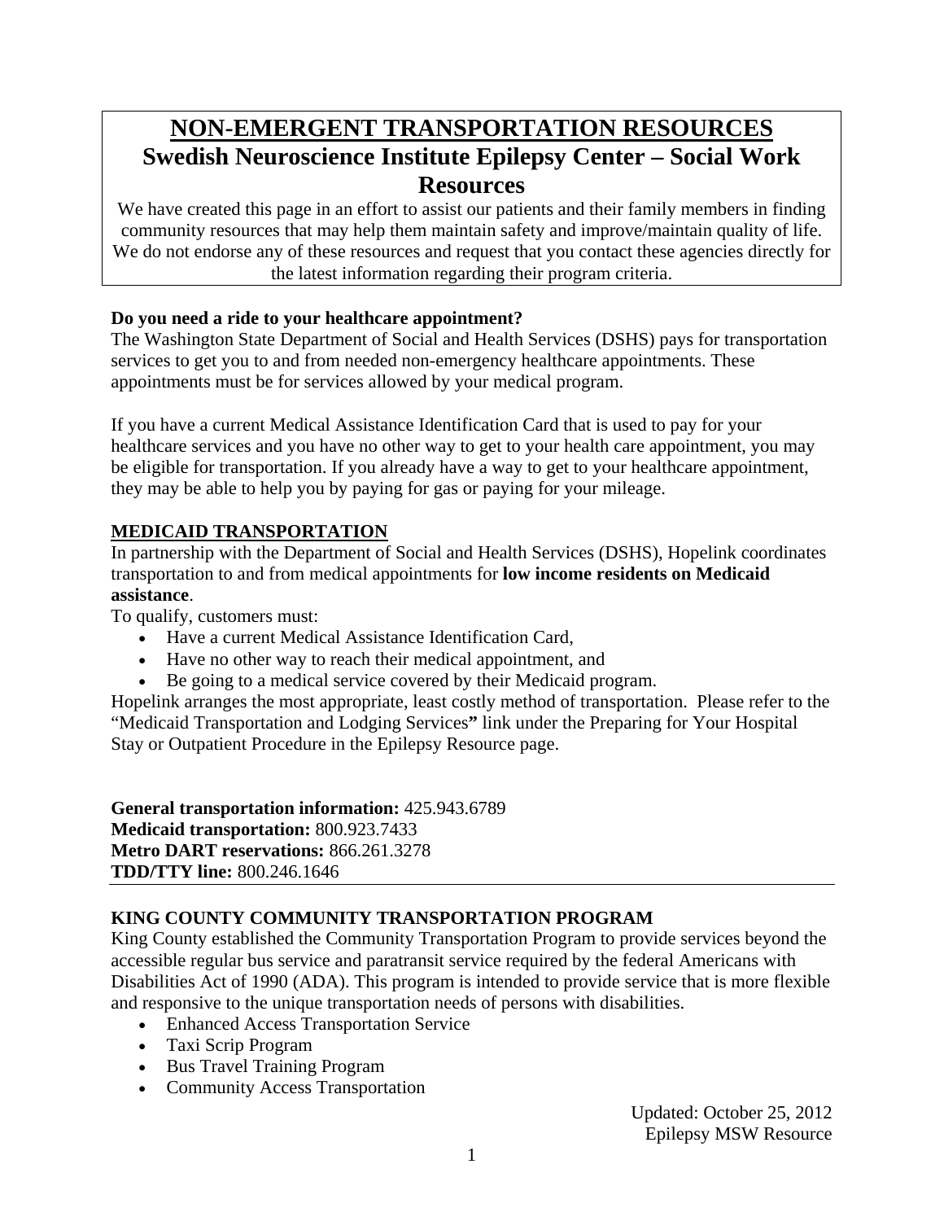# NON-EMERGENT TRANSPORTATION RESOURCES

## Swedish Neuroscience Institute Epilepsy Center – Social Work Resources

We have created this page in an effort to assist our patients and their family members in finding community resources that may help them maintain safety and improve/maintain quality of life. We do not endorse any of these resources and request that you contact these agencies directly for the latest information regarding their program criteria.

**Do you need a ride to your healthcare appointment?**

The Washington State Department of Social and Health Services (DSHS) pays for transportation services to get you to and from needed non-emergency healthcare appointments. These appointments must be for services allowed by your medical program.

If you have a current Medical Assistance Identification Card that is used to pay for your healthcare services and you have no other way to get to your health care appointment, you may be eligible for transportation. If you already have a way to get to your healthcare appointment, they may be able to help you by paying for gas or paying for your mileage.

### MEDICAID TRANSPORTATION

In partnership with the Department of Social and Health Services (DSHS), Hopelink coordinates transportation to and from medical appointments for **low income residents on Medicaid assistance**.

To qualify, customers must:

- Have a current Medical Assistance Identification Card,
- Have no other way to reach their medical appointment, and
- Be going to a medical service covered by their Medicaid program.

Hopelink arranges the most appropriate, least costly method of transportation. Please refer to the "Medicaid Transportation and Lodging Services**"** link under the Preparing for Your Hospital Stay or Outpatient Procedure in the Epilepsy Resource page.

**General transportation information:** 425.943.6789
**Medicaid transportation:** 800.923.7433
**Metro DART reservations:** 866.261.3278
**TDD/TTY line:** 800.246.1646

---

### KING COUNTY COMMUNITY TRANSPORTATION PROGRAM

King County established the Community Transportation Program to provide services beyond the accessible regular bus service and paratransit service required by the federal Americans with Disabilities Act of 1990 (ADA). This program is intended to provide service that is more flexible and responsive to the unique transportation needs of persons with disabilities.

- Enhanced Access Transportation Service
- Taxi Scrip Program
- Bus Travel Training Program
- Community Access Transportation

Updated: October 25, 2012
Epilepsy MSW Resource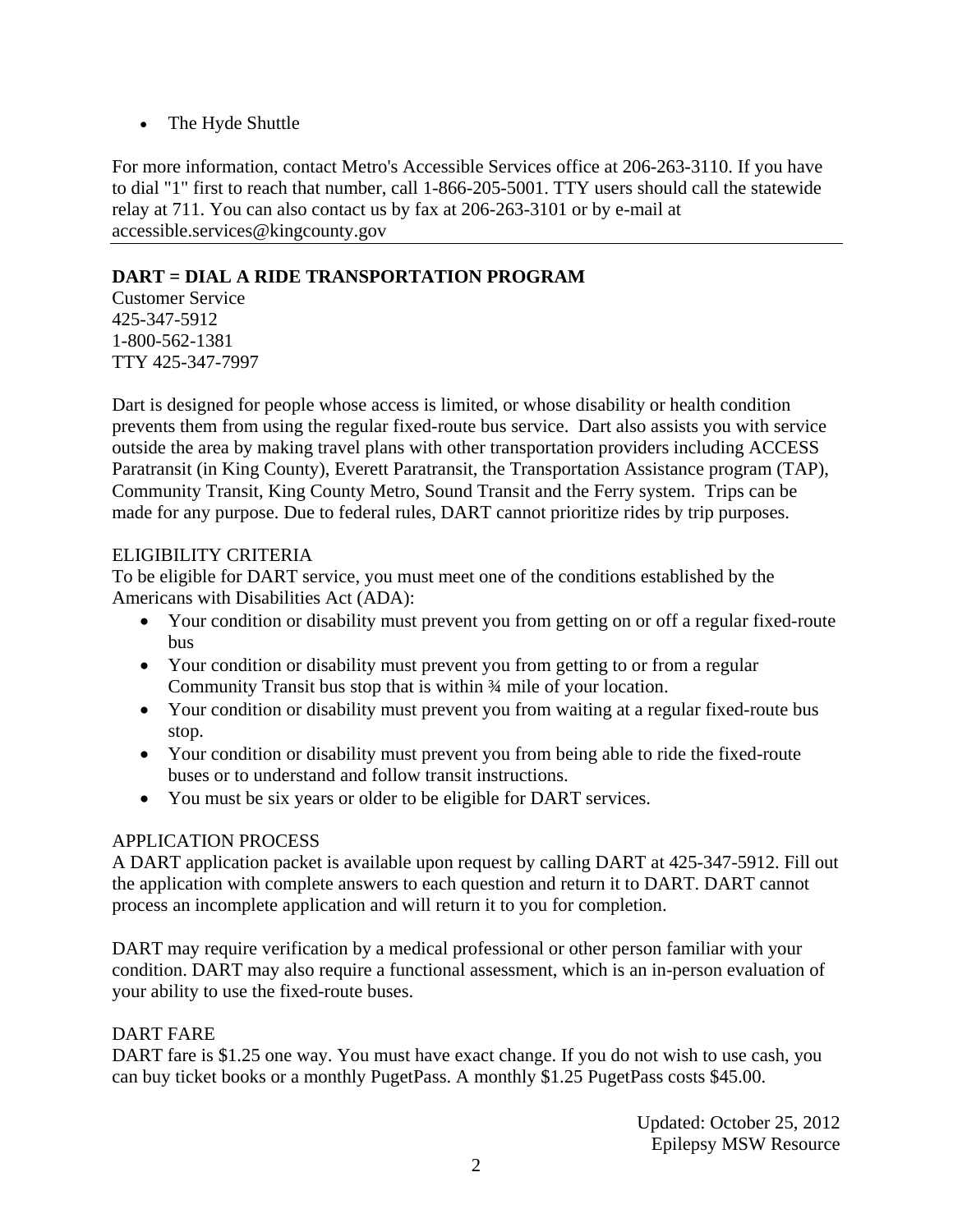- The Hyde Shuttle

For more information, contact Metro's Accessible Services office at 206-263-3110. If you have to dial "1" first to reach that number, call 1-866-205-5001. TTY users should call the statewide relay at 711. You can also contact us by fax at 206-263-3101 or by e-mail at accessible.services@kingcounty.gov

---

**DART = DIAL A RIDE TRANSPORTATION PROGRAM**

Customer Service
425-347-5912
1-800-562-1381
TTY 425-347-7997

Dart is designed for people whose access is limited, or whose disability or health condition prevents them from using the regular fixed-route bus service. Dart also assists you with service outside the area by making travel plans with other transportation providers including ACCESS Paratransit (in King County), Everett Paratransit, the Transportation Assistance program (TAP), Community Transit, King County Metro, Sound Transit and the Ferry system. Trips can be made for any purpose. Due to federal rules, DART cannot prioritize rides by trip purposes.

ELIGIBILITY CRITERIA

To be eligible for DART service, you must meet one of the conditions established by the Americans with Disabilities Act (ADA):

- Your condition or disability must prevent you from getting on or off a regular fixed-route bus
- Your condition or disability must prevent you from getting to or from a regular Community Transit bus stop that is within ¾ mile of your location.
- Your condition or disability must prevent you from waiting at a regular fixed-route bus stop.
- Your condition or disability must prevent you from being able to ride the fixed-route buses or to understand and follow transit instructions.
- You must be six years or older to be eligible for DART services.

APPLICATION PROCESS

A DART application packet is available upon request by calling DART at 425-347-5912. Fill out the application with complete answers to each question and return it to DART. DART cannot process an incomplete application and will return it to you for completion.

DART may require verification by a medical professional or other person familiar with your condition. DART may also require a functional assessment, which is an in-person evaluation of your ability to use the fixed-route buses.

DART FARE

DART fare is $1.25 one way. You must have exact change. If you do not wish to use cash, you can buy ticket books or a monthly PugetPass. A monthly $1.25 PugetPass costs $45.00.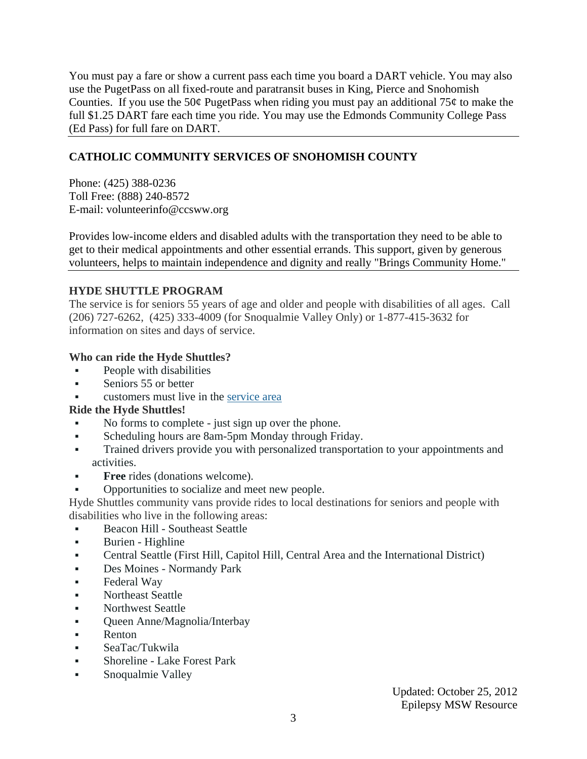You must pay a fare or show a current pass each time you board a DART vehicle. You may also use the PugetPass on all fixed-route and paratransit buses in King, Pierce and Snohomish Counties. If you use the 50¢ PugetPass when riding you must pay an additional 75¢ to make the full $1.25 DART fare each time you ride. You may use the Edmonds Community College Pass (Ed Pass) for full fare on DART.

---

## CATHOLIC COMMUNITY SERVICES OF SNOHOMISH COUNTY

Phone: (425) 388-0236
Toll Free: (888) 240-8572
E-mail: volunteerinfo@ccsww.org

Provides low-income elders and disabled adults with the transportation they need to be able to get to their medical appointments and other essential errands. This support, given by generous volunteers, helps to maintain independence and dignity and really "Brings Community Home."

---

## HYDE SHUTTLE PROGRAM

The service is for seniors 55 years of age and older and people with disabilities of all ages. Call (206) 727-6262, (425) 333-4009 (for Snoqualmie Valley Only) or 1-877-415-3632 for information on sites and days of service.

**Who can ride the Hyde Shuttles?**

- People with disabilities
- Seniors 55 or better
- customers must live in the service area

**Ride the Hyde Shuttles!**

- No forms to complete - just sign up over the phone.
- Scheduling hours are 8am-5pm Monday through Friday.
- Trained drivers provide you with personalized transportation to your appointments and activities.
- **Free** rides (donations welcome).
- Opportunities to socialize and meet new people.

Hyde Shuttles community vans provide rides to local destinations for seniors and people with disabilities who live in the following areas:

- Beacon Hill - Southeast Seattle
- Burien - Highline
- Central Seattle (First Hill, Capitol Hill, Central Area and the International District)
- Des Moines - Normandy Park
- Federal Way
- Northeast Seattle
- Northwest Seattle
- Queen Anne/Magnolia/Interbay
- Renton
- SeaTac/Tukwila
- Shoreline - Lake Forest Park
- Snoqualmie Valley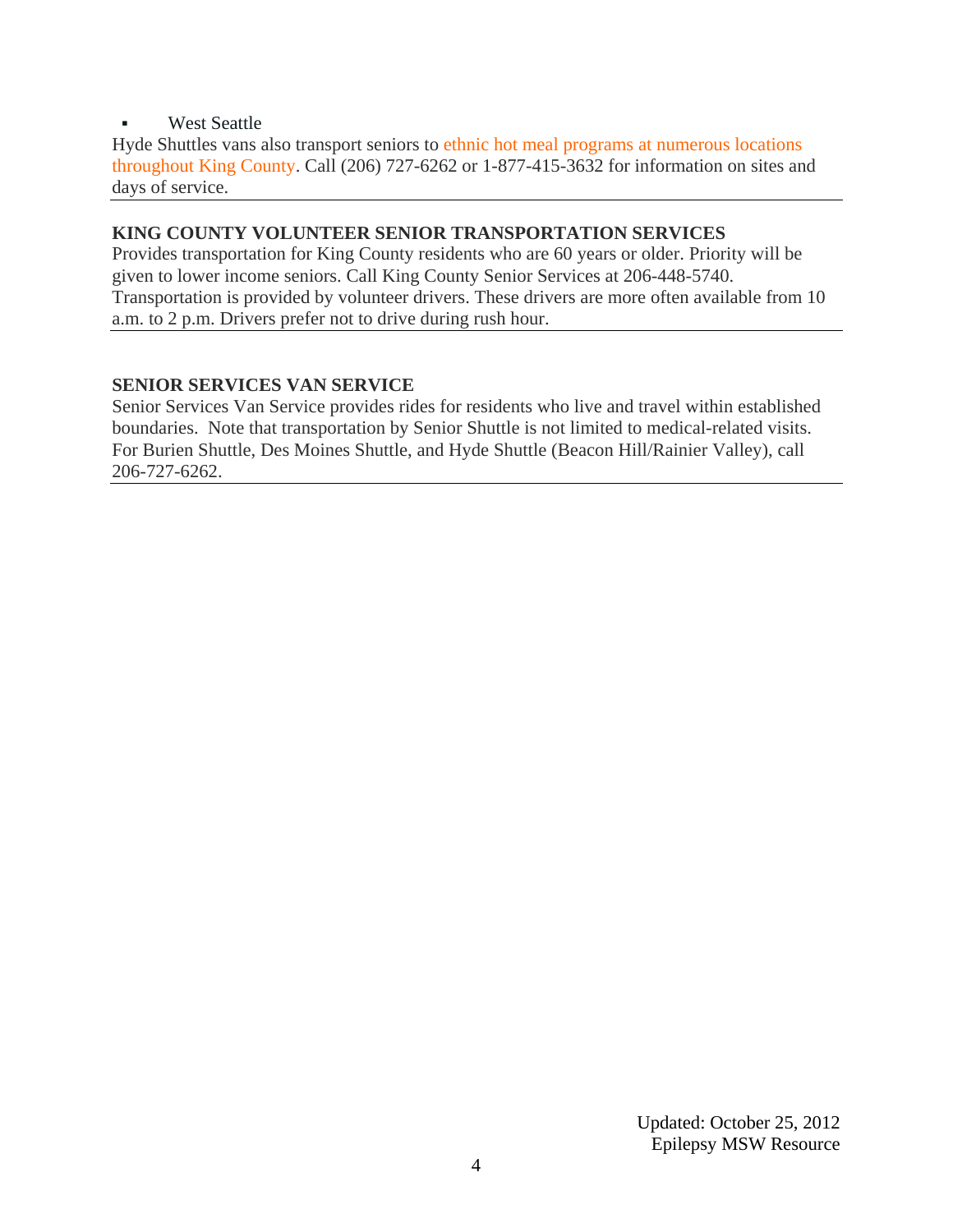- West Seattle

Hyde Shuttles vans also transport seniors to ethnic hot meal programs at numerous locations throughout King County. Call (206) 727-6262 or 1-877-415-3632 for information on sites and days of service.

---

**KING COUNTY VOLUNTEER SENIOR TRANSPORTATION SERVICES**

Provides transportation for King County residents who are 60 years or older. Priority will be given to lower income seniors. Call King County Senior Services at 206-448-5740. Transportation is provided by volunteer drivers. These drivers are more often available from 10 a.m. to 2 p.m. Drivers prefer not to drive during rush hour.

---

**SENIOR SERVICES VAN SERVICE**

Senior Services Van Service provides rides for residents who live and travel within established boundaries. Note that transportation by Senior Shuttle is not limited to medical-related visits. For Burien Shuttle, Des Moines Shuttle, and Hyde Shuttle (Beacon Hill/Rainier Valley), call 206-727-6262.

---